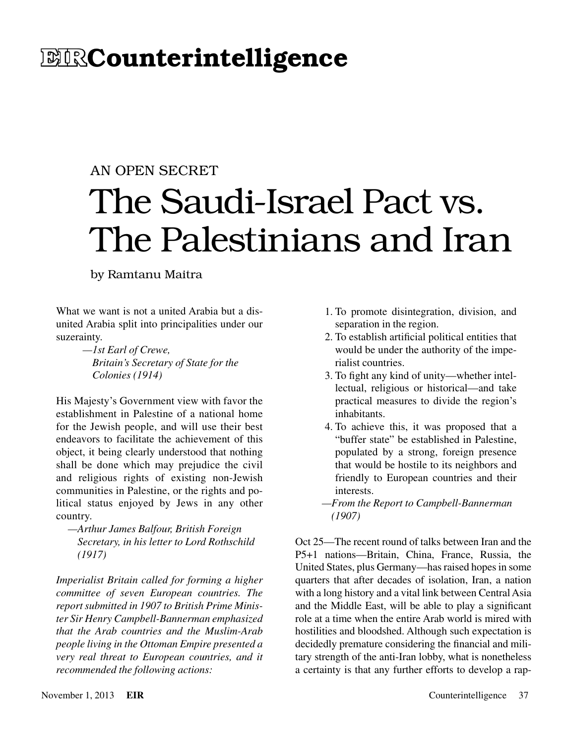# EIR Counterintelligence

AN OPEN SECRET

## The Saudi-Israel Pact vs. The Palestinians and Iran

by Ramtanu Maitra

What we want is not a united Arabia but a disunited Arabia split into principalities under our suzerainty.

> *—1st Earl of Crewe, Britain's Secretary of State for the Colonies (1914)*

His Majesty's Government view with favor the establishment in Palestine of a national home for the Jewish people, and will use their best endeavors to facilitate the achievement of this object, it being clearly understood that nothing shall be done which may prejudice the civil and religious rights of existing non-Jewish communities in Palestine, or the rights and political status enjoyed by Jews in any other country.

> *—Arthur James Balfour, British Foreign Secretary, in his letter to Lord Rothschild (1917)*

*Imperialist Britain called for forming a higher committee of seven European countries. The report submitted in 1907 to British Prime Minister Sir Henry Campbell-Bannerman emphasized that the Arab countries and the Muslim-Arab people living in the Ottoman Empire presented a very real threat to European countries, and it recommended the following actions:*

1. To promote disintegration, division, and separation in the region.
2. To establish artificial political entities that would be under the authority of the imperialist countries.
3. To fight any kind of unity—whether intellectual, religious or historical—and take practical measures to divide the region's inhabitants.
4. To achieve this, it was proposed that a "buffer state" be established in Palestine, populated by a strong, foreign presence that would be hostile to its neighbors and friendly to European countries and their interests.

> *—From the Report to Campbell-Bannerman (1907)*

Oct 25—The recent round of talks between Iran and the P5+1 nations—Britain, China, France, Russia, the United States, plus Germany—has raised hopes in some quarters that after decades of isolation, Iran, a nation with a long history and a vital link between Central Asia and the Middle East, will be able to play a significant role at a time when the entire Arab world is mired with hostilities and bloodshed. Although such expectation is decidedly premature considering the financial and military strength of the anti-Iran lobby, what is nonetheless a certainty is that any further efforts to develop a rap-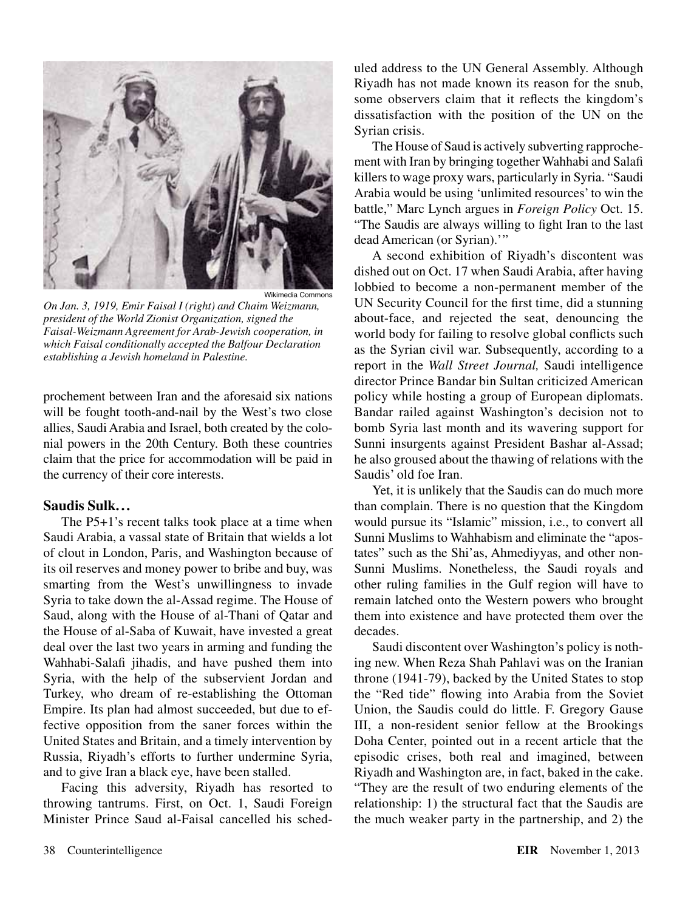*On Jan. 3, 1919, Emir Faisal I (right) and Chaim Weizmann, president of the World Zionist Organization, signed the Faisal-Weizmann Agreement for Arab-Jewish cooperation, in which Faisal conditionally accepted the Balfour Declaration establishing a Jewish homeland in Palestine.*

prochement between Iran and the aforesaid six nations will be fought tooth-and-nail by the West's two close allies, Saudi Arabia and Israel, both created by the colonial powers in the 20th Century. Both these countries claim that the price for accommodation will be paid in the currency of their core interests.

### Saudis Sulk…

The P5+1's recent talks took place at a time when Saudi Arabia, a vassal state of Britain that wields a lot of clout in London, Paris, and Washington because of its oil reserves and money power to bribe and buy, was smarting from the West's unwillingness to invade Syria to take down the al-Assad regime. The House of Saud, along with the House of al-Thani of Qatar and the House of al-Saba of Kuwait, have invested a great deal over the last two years in arming and funding the Wahhabi-Salafi jihadis, and have pushed them into Syria, with the help of the subservient Jordan and Turkey, who dream of re-establishing the Ottoman Empire. Its plan had almost succeeded, but due to effective opposition from the saner forces within the United States and Britain, and a timely intervention by Russia, Riyadh's efforts to further undermine Syria, and to give Iran a black eye, have been stalled.

Facing this adversity, Riyadh has resorted to throwing tantrums. First, on Oct. 1, Saudi Foreign Minister Prince Saud al-Faisal cancelled his scheduled address to the UN General Assembly. Although Riyadh has not made known its reason for the snub, some observers claim that it reflects the kingdom's dissatisfaction with the position of the UN on the Syrian crisis.

The House of Saud is actively subverting rapprochement with Iran by bringing together Wahhabi and Salafi killers to wage proxy wars, particularly in Syria. "Saudi Arabia would be using 'unlimited resources' to win the battle," Marc Lynch argues in *Foreign Policy* Oct. 15. "The Saudis are always willing to fight Iran to the last dead American (or Syrian).'"

A second exhibition of Riyadh's discontent was dished out on Oct. 17 when Saudi Arabia, after having lobbied to become a non-permanent member of the UN Security Council for the first time, did a stunning about-face, and rejected the seat, denouncing the world body for failing to resolve global conflicts such as the Syrian civil war. Subsequently, according to a report in the *Wall Street Journal,* Saudi intelligence director Prince Bandar bin Sultan criticized American policy while hosting a group of European diplomats. Bandar railed against Washington's decision not to bomb Syria last month and its wavering support for Sunni insurgents against President Bashar al-Assad; he also groused about the thawing of relations with the Saudis' old foe Iran.

Yet, it is unlikely that the Saudis can do much more than complain. There is no question that the Kingdom would pursue its "Islamic" mission, i.e., to convert all Sunni Muslims to Wahhabism and eliminate the "apostates" such as the Shi'as, Ahmediyyas, and other non-Sunni Muslims. Nonetheless, the Saudi royals and other ruling families in the Gulf region will have to remain latched onto the Western powers who brought them into existence and have protected them over the decades.

Saudi discontent over Washington's policy is nothing new. When Reza Shah Pahlavi was on the Iranian throne (1941-79), backed by the United States to stop the "Red tide" flowing into Arabia from the Soviet Union, the Saudis could do little. F. Gregory Gause III, a non-resident senior fellow at the Brookings Doha Center, pointed out in a recent article that the episodic crises, both real and imagined, between Riyadh and Washington are, in fact, baked in the cake. "They are the result of two enduring elements of the relationship: 1) the structural fact that the Saudis are the much weaker party in the partnership, and 2) the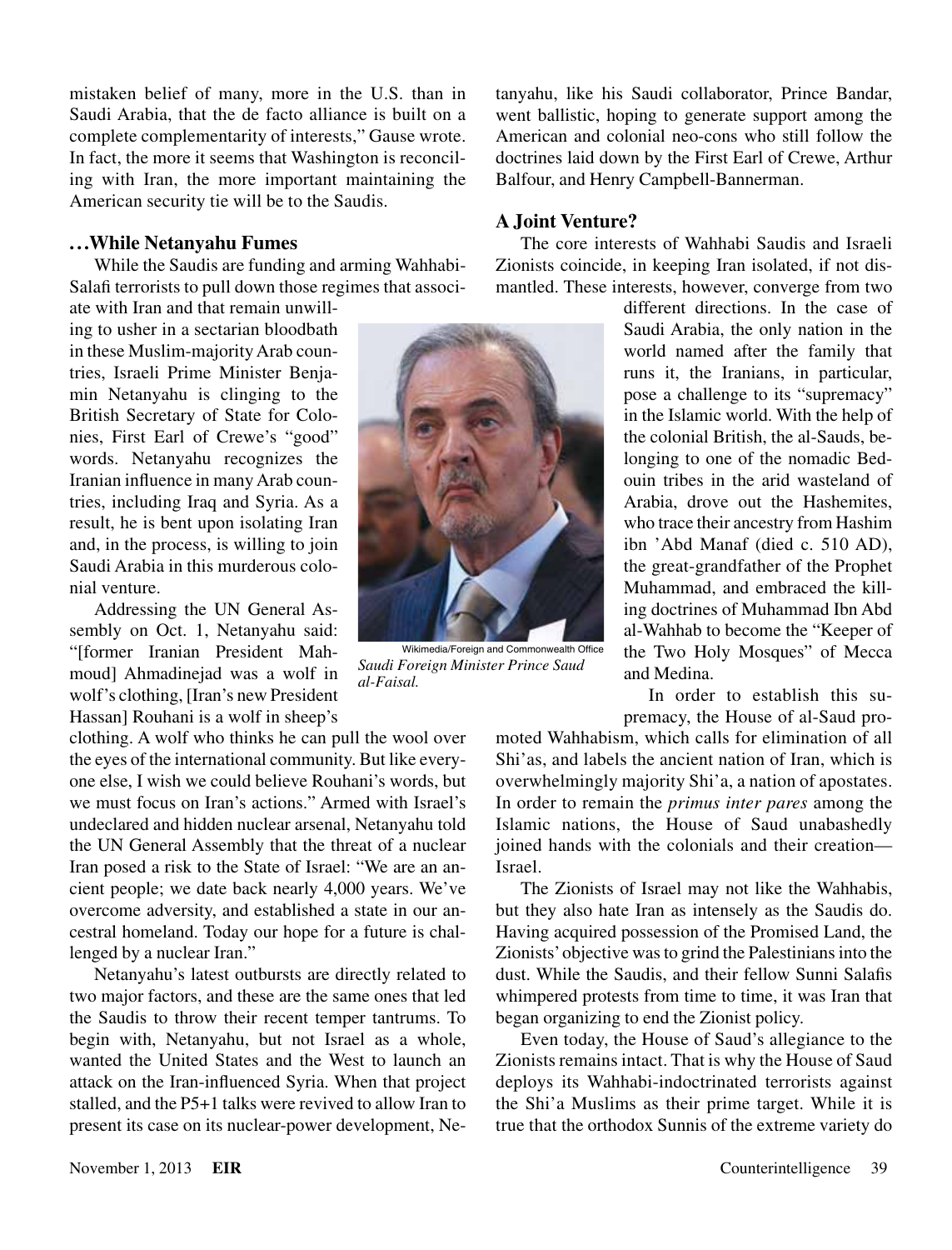mistaken belief of many, more in the U.S. than in Saudi Arabia, that the de facto alliance is built on a complete complementarity of interests," Gause wrote. In fact, the more it seems that Washington is reconciling with Iran, the more important maintaining the American security tie will be to the Saudis.

### …While Netanyahu Fumes

While the Saudis are funding and arming Wahhabi-Salafi terrorists to pull down those regimes that associate with Iran and that remain unwilling to usher in a sectarian bloodbath in these Muslim-majority Arab countries, Israeli Prime Minister Benjamin Netanyahu is clinging to the British Secretary of State for Colonies, First Earl of Crewe's "good" words. Netanyahu recognizes the Iranian influence in many Arab countries, including Iraq and Syria. As a result, he is bent upon isolating Iran and, in the process, is willing to join Saudi Arabia in this murderous colonial venture.

Addressing the UN General Assembly on Oct. 1, Netanyahu said: "[former Iranian President Mahmoud] Ahmadinejad was a wolf in wolf's clothing, [Iran's new President Hassan] Rouhani is a wolf in sheep's clothing. A wolf who thinks he can pull the wool over the eyes of the international community. But like everyone else, I wish we could believe Rouhani's words, but we must focus on Iran's actions." Armed with Israel's undeclared and hidden nuclear arsenal, Netanyahu told the UN General Assembly that the threat of a nuclear Iran posed a risk to the State of Israel: "We are an ancient people; we date back nearly 4,000 years. We've overcome adversity, and established a state in our ancestral homeland. Today our hope for a future is challenged by a nuclear Iran."

Wikimedia/Foreign and Commonwealth Office

*Saudi Foreign Minister Prince Saud al-Faisal.*

Netanyahu's latest outbursts are directly related to two major factors, and these are the same ones that led the Saudis to throw their recent temper tantrums. To begin with, Netanyahu, but not Israel as a whole, wanted the United States and the West to launch an attack on the Iran-influenced Syria. When that project stalled, and the P5+1 talks were revived to allow Iran to present its case on its nuclear-power development, Netanyahu, like his Saudi collaborator, Prince Bandar, went ballistic, hoping to generate support among the American and colonial neo-cons who still follow the doctrines laid down by the First Earl of Crewe, Arthur Balfour, and Henry Campbell-Bannerman.

### A Joint Venture?

The core interests of Wahhabi Saudis and Israeli Zionists coincide, in keeping Iran isolated, if not dismantled. These interests, however, converge from two different directions. In the case of Saudi Arabia, the only nation in the world named after the family that runs it, the Iranians, in particular, pose a challenge to its "supremacy" in the Islamic world. With the help of the colonial British, the al-Sauds, belonging to one of the nomadic Bedouin tribes in the arid wasteland of Arabia, drove out the Hashemites, who trace their ancestry from Hashim ibn 'Abd Manaf (died c. 510 AD), the great-grandfather of the Prophet Muhammad, and embraced the killing doctrines of Muhammad Ibn Abd al-Wahhab to become the "Keeper of the Two Holy Mosques" of Mecca and Medina.

In order to establish this supremacy, the House of al-Saud promoted Wahhabism, which calls for elimination of all Shi'as, and labels the ancient nation of Iran, which is overwhelmingly majority Shi'a, a nation of apostates. In order to remain the *primus inter pares* among the Islamic nations, the House of Saud unabashedly joined hands with the colonials and their creation—Israel.

The Zionists of Israel may not like the Wahhabis, but they also hate Iran as intensely as the Saudis do. Having acquired possession of the Promised Land, the Zionists' objective was to grind the Palestinians into the dust. While the Saudis, and their fellow Sunni Salafis whimpered protests from time to time, it was Iran that began organizing to end the Zionist policy.

Even today, the House of Saud's allegiance to the Zionists remains intact. That is why the House of Saud deploys its Wahhabi-indoctrinated terrorists against the Shi'a Muslims as their prime target. While it is true that the orthodox Sunnis of the extreme variety do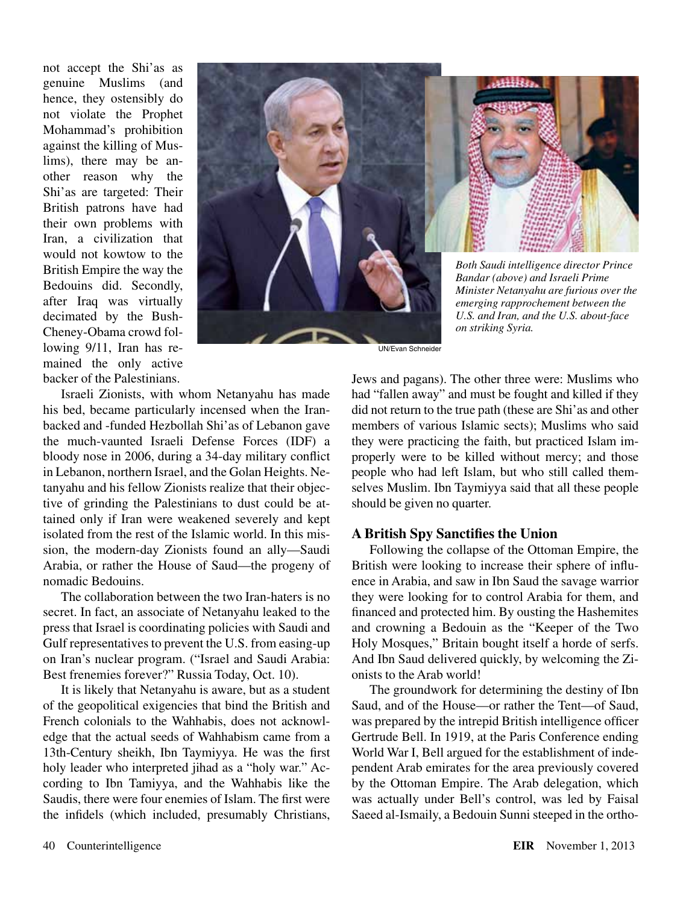not accept the Shi'as as genuine Muslims (and hence, they ostensibly do not violate the Prophet Mohammad's prohibition against the killing of Muslims), there may be another reason why the Shi'as are targeted: Their British patrons have had their own problems with Iran, a civilization that would not kowtow to the British Empire the way the Bedouins did. Secondly, after Iraq was virtually decimated by the Bush-Cheney-Obama crowd following 9/11, Iran has remained the only active backer of the Palestinians.

UN/Evan Schneider

*Both Saudi intelligence director Prince Bandar (above) and Israeli Prime Minister Netanyahu are furious over the emerging rapprochement between the U.S. and Iran, and the U.S. about-face on striking Syria.*

Israeli Zionists, with whom Netanyahu has made his bed, became particularly incensed when the Iran-backed and -funded Hezbollah Shi'as of Lebanon gave the much-vaunted Israeli Defense Forces (IDF) a bloody nose in 2006, during a 34-day military conflict in Lebanon, northern Israel, and the Golan Heights. Netanyahu and his fellow Zionists realize that their objective of grinding the Palestinians to dust could be attained only if Iran were weakened severely and kept isolated from the rest of the Islamic world. In this mission, the modern-day Zionists found an ally—Saudi Arabia, or rather the House of Saud—the progeny of nomadic Bedouins.

The collaboration between the two Iran-haters is no secret. In fact, an associate of Netanyahu leaked to the press that Israel is coordinating policies with Saudi and Gulf representatives to prevent the U.S. from easing-up on Iran's nuclear program. ("Israel and Saudi Arabia: Best frenemies forever?" Russia Today, Oct. 10).

It is likely that Netanyahu is aware, but as a student of the geopolitical exigencies that bind the British and French colonials to the Wahhabis, does not acknowledge that the actual seeds of Wahhabism came from a 13th-Century sheikh, Ibn Taymiyya. He was the first holy leader who interpreted jihad as a "holy war." According to Ibn Tamiyya, and the Wahhabis like the Saudis, there were four enemies of Islam. The first were the infidels (which included, presumably Christians, Jews and pagans). The other three were: Muslims who had "fallen away" and must be fought and killed if they did not return to the true path (these are Shi'as and other members of various Islamic sects); Muslims who said they were practicing the faith, but practiced Islam improperly were to be killed without mercy; and those people who had left Islam, but who still called themselves Muslim. Ibn Taymiyya said that all these people should be given no quarter.

## A British Spy Sanctifies the Union

Following the collapse of the Ottoman Empire, the British were looking to increase their sphere of influence in Arabia, and saw in Ibn Saud the savage warrior they were looking for to control Arabia for them, and financed and protected him. By ousting the Hashemites and crowning a Bedouin as the "Keeper of the Two Holy Mosques," Britain bought itself a horde of serfs. And Ibn Saud delivered quickly, by welcoming the Zionists to the Arab world!

The groundwork for determining the destiny of Ibn Saud, and of the House—or rather the Tent—of Saud, was prepared by the intrepid British intelligence officer Gertrude Bell. In 1919, at the Paris Conference ending World War I, Bell argued for the establishment of independent Arab emirates for the area previously covered by the Ottoman Empire. The Arab delegation, which was actually under Bell's control, was led by Faisal Saeed al-Ismaily, a Bedouin Sunni steeped in the ortho-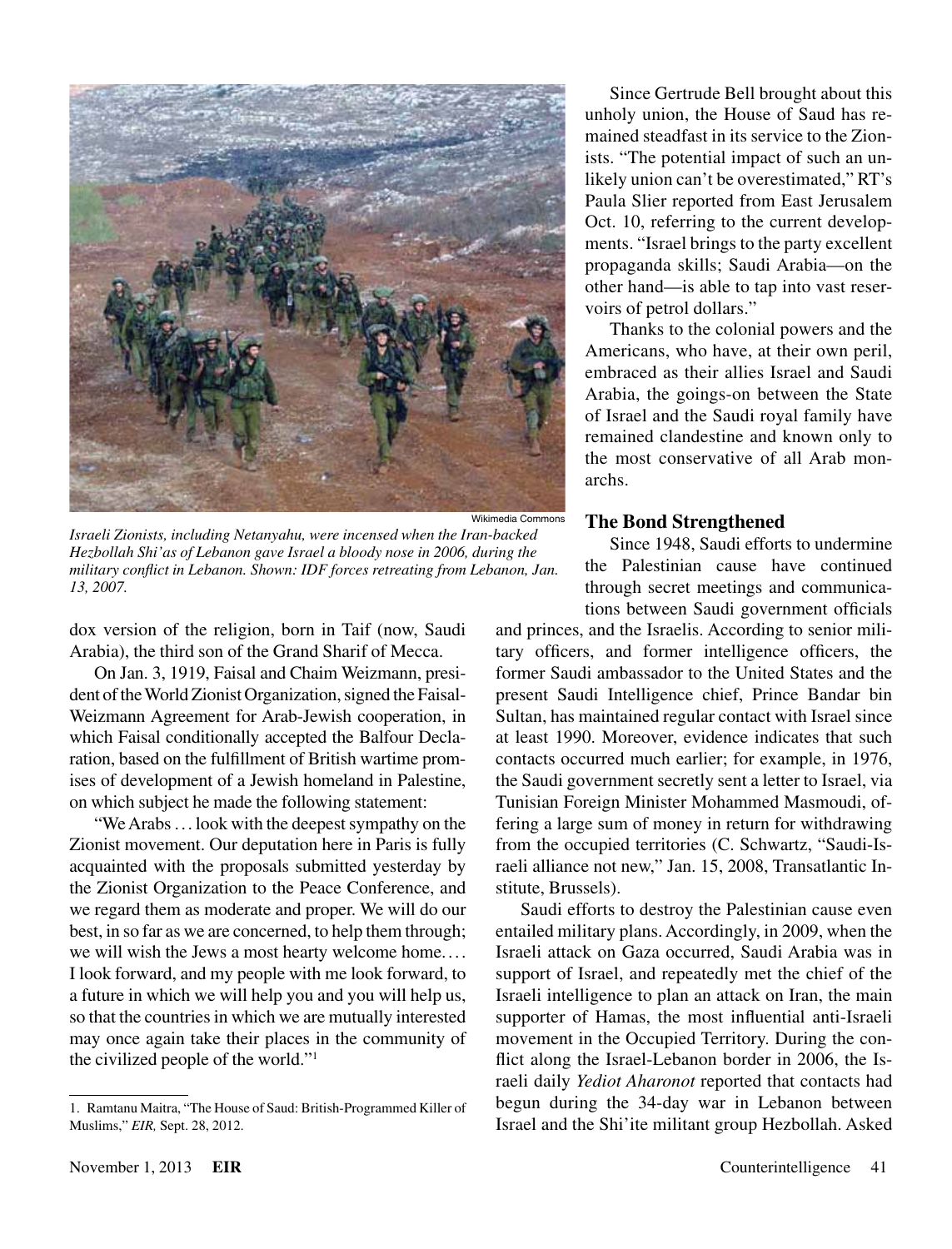Wikimedia Commons

*Israeli Zionists, including Netanyahu, were incensed when the Iran-backed Hezbollah Shi'as of Lebanon gave Israel a bloody nose in 2006, during the military conflict in Lebanon. Shown: IDF forces retreating from Lebanon, Jan. 13, 2007.*

dox version of the religion, born in Taif (now, Saudi Arabia), the third son of the Grand Sharif of Mecca.

On Jan. 3, 1919, Faisal and Chaim Weizmann, president of the World Zionist Organization, signed the Faisal-Weizmann Agreement for Arab-Jewish cooperation, in which Faisal conditionally accepted the Balfour Declaration, based on the fulfillment of British wartime promises of development of a Jewish homeland in Palestine, on which subject he made the following statement:

"We Arabs . . . look with the deepest sympathy on the Zionist movement. Our deputation here in Paris is fully acquainted with the proposals submitted yesterday by the Zionist Organization to the Peace Conference, and we regard them as moderate and proper. We will do our best, in so far as we are concerned, to help them through; we will wish the Jews a most hearty welcome home. . . . I look forward, and my people with me look forward, to a future in which we will help you and you will help us, so that the countries in which we are mutually interested may once again take their places in the community of the civilized people of the world."[1]

Since Gertrude Bell brought about this unholy union, the House of Saud has remained steadfast in its service to the Zionists. "The potential impact of such an unlikely union can't be overestimated," RT's Paula Slier reported from East Jerusalem Oct. 10, referring to the current developments. "Israel brings to the party excellent propaganda skills; Saudi Arabia—on the other hand—is able to tap into vast reservoirs of petrol dollars."

Thanks to the colonial powers and the Americans, who have, at their own peril, embraced as their allies Israel and Saudi Arabia, the goings-on between the State of Israel and the Saudi royal family have remained clandestine and known only to the most conservative of all Arab monarchs.

### The Bond Strengthened

Since 1948, Saudi efforts to undermine the Palestinian cause have continued through secret meetings and communications between Saudi government officials and princes, and the Israelis. According to senior military officers, and former intelligence officers, the former Saudi ambassador to the United States and the present Saudi Intelligence chief, Prince Bandar bin Sultan, has maintained regular contact with Israel since at least 1990. Moreover, evidence indicates that such contacts occurred much earlier; for example, in 1976, the Saudi government secretly sent a letter to Israel, via Tunisian Foreign Minister Mohammed Masmoudi, offering a large sum of money in return for withdrawing from the occupied territories (C. Schwartz, "Saudi-Israeli alliance not new," Jan. 15, 2008, Transatlantic Institute, Brussels).

Saudi efforts to destroy the Palestinian cause even entailed military plans. Accordingly, in 2009, when the Israeli attack on Gaza occurred, Saudi Arabia was in support of Israel, and repeatedly met the chief of the Israeli intelligence to plan an attack on Iran, the main supporter of Hamas, the most influential anti-Israeli movement in the Occupied Territory. During the conflict along the Israel-Lebanon border in 2006, the Israeli daily *Yediot Aharonot* reported that contacts had begun during the 34-day war in Lebanon between Israel and the Shi'ite militant group Hezbollah. Asked

---

1. Ramtanu Maitra, "The House of Saud: British-Programmed Killer of Muslims," *EIR,* Sept. 28, 2012.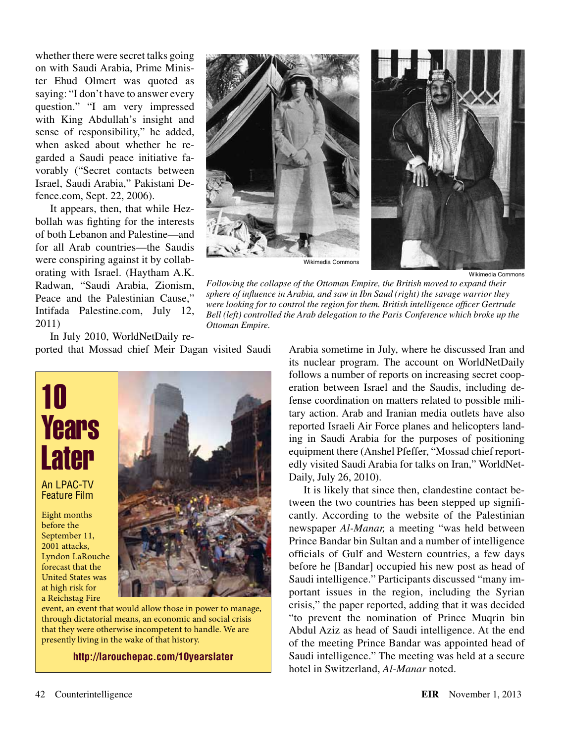whether there were secret talks going on with Saudi Arabia, Prime Minister Ehud Olmert was quoted as saying: "I don't have to answer every question." "I am very impressed with King Abdullah's insight and sense of responsibility," he added, when asked about whether he regarded a Saudi peace initiative favorably ("Secret contacts between Israel, Saudi Arabia," Pakistani Defence.com, Sept. 22, 2006).

It appears, then, that while Hezbollah was fighting for the interests of both Lebanon and Palestine—and for all Arab countries—the Saudis were conspiring against it by collaborating with Israel. (Haytham A.K. Radwan, "Saudi Arabia, Zionism, Peace and the Palestinian Cause," Intifada Palestine.com, July 12, 2011)

Wikimedia Commons

Wikimedia Commons

*Following the collapse of the Ottoman Empire, the British moved to expand their sphere of influence in Arabia, and saw in Ibn Saud (right) the savage warrior they were looking for to control the region for them. British intelligence officer Gertrude Bell (left) controlled the Arab delegation to the Paris Conference which broke up the Ottoman Empire.*

In July 2010, WorldNetDaily reported that Mossad chief Meir Dagan visited Saudi Arabia sometime in July, where he discussed Iran and its nuclear program. The account on WorldNetDaily follows a number of reports on increasing secret cooperation between Israel and the Saudis, including defense coordination on matters related to possible military action. Arab and Iranian media outlets have also reported Israeli Air Force planes and helicopters landing in Saudi Arabia for the purposes of positioning equipment there (Anshel Pfeffer, "Mossad chief reportedly visited Saudi Arabia for talks on Iran," WorldNetDaily, July 26, 2010).

It is likely that since then, clandestine contact between the two countries has been stepped up significantly. According to the website of the Palestinian newspaper *Al-Manar,* a meeting "was held between Prince Bandar bin Sultan and a number of intelligence officials of Gulf and Western countries, a few days before he [Bandar] occupied his new post as head of Saudi intelligence." Participants discussed "many important issues in the region, including the Syrian crisis," the paper reported, adding that it was decided "to prevent the nomination of Prince Muqrin bin Abdul Aziz as head of Saudi intelligence. At the end of the meeting Prince Bandar was appointed head of Saudi intelligence." The meeting was held at a secure hotel in Switzerland, *Al-Manar* noted.

---

## 10 Years Later

### An LPAC-TV Feature Film

Eight months before the September 11, 2001 attacks, Lyndon LaRouche forecast that the United States was at high risk for a Reichstag Fire event, an event that would allow those in power to manage, through dictatorial means, an economic and social crisis that they were otherwise incompetent to handle. We are presently living in the wake of that history.

**http://larouchepac.com/10yearslater**